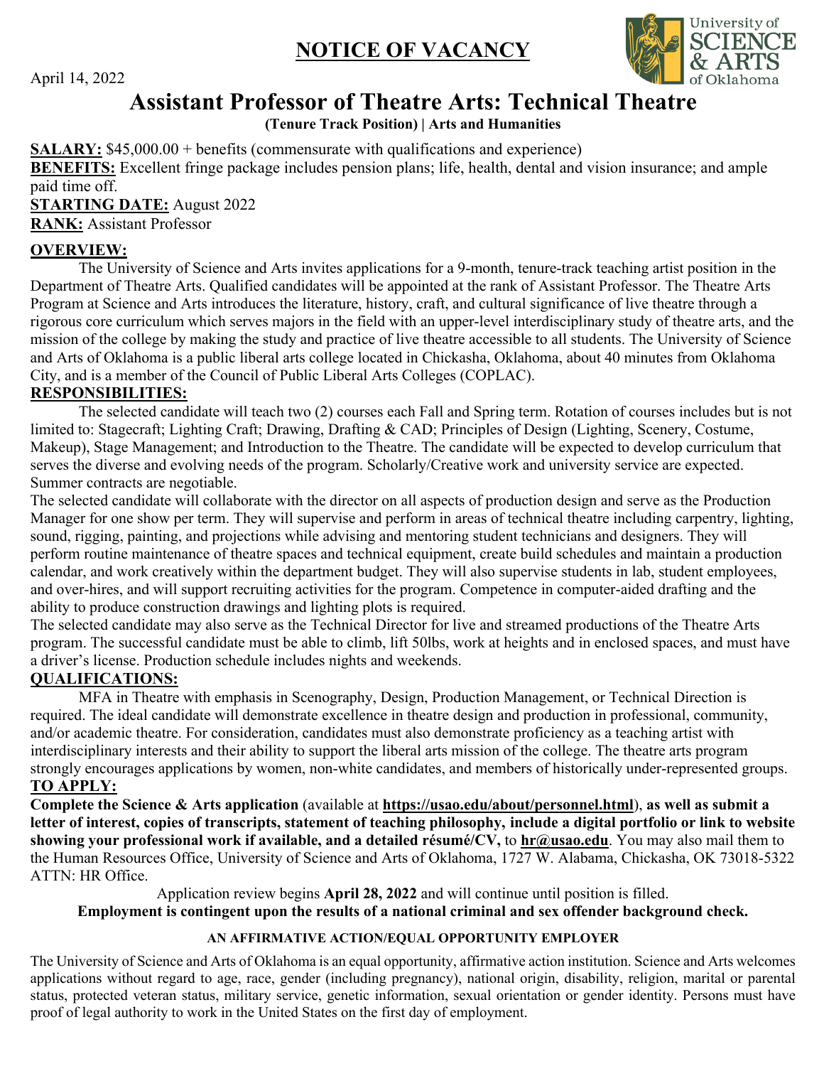# NOTICE OF VACANCY

April 14, 2022

## Assistant Professor of Theatre Arts: Technical Theatre

**(Tenure Track Position) | Arts and Humanities**

**SALARY:** $45,000.00 + benefits (commensurate with qualifications and experience)
**BENEFITS:** Excellent fringe package includes pension plans; life, health, dental and vision insurance; and ample paid time off.
**STARTING DATE:** August 2022
**RANK:** Assistant Professor

**OVERVIEW:**

The University of Science and Arts invites applications for a 9-month, tenure-track teaching artist position in the Department of Theatre Arts. Qualified candidates will be appointed at the rank of Assistant Professor. The Theatre Arts Program at Science and Arts introduces the literature, history, craft, and cultural significance of live theatre through a rigorous core curriculum which serves majors in the field with an upper-level interdisciplinary study of theatre arts, and the mission of the college by making the study and practice of live theatre accessible to all students. The University of Science and Arts of Oklahoma is a public liberal arts college located in Chickasha, Oklahoma, about 40 minutes from Oklahoma City, and is a member of the Council of Public Liberal Arts Colleges (COPLAC).

**RESPONSIBILITIES:**

The selected candidate will teach two (2) courses each Fall and Spring term. Rotation of courses includes but is not limited to: Stagecraft; Lighting Craft; Drawing, Drafting & CAD; Principles of Design (Lighting, Scenery, Costume, Makeup), Stage Management; and Introduction to the Theatre. The candidate will be expected to develop curriculum that serves the diverse and evolving needs of the program. Scholarly/Creative work and university service are expected. Summer contracts are negotiable.

The selected candidate will collaborate with the director on all aspects of production design and serve as the Production Manager for one show per term. They will supervise and perform in areas of technical theatre including carpentry, lighting, sound, rigging, painting, and projections while advising and mentoring student technicians and designers. They will perform routine maintenance of theatre spaces and technical equipment, create build schedules and maintain a production calendar, and work creatively within the department budget. They will also supervise students in lab, student employees, and over-hires, and will support recruiting activities for the program. Competence in computer-aided drafting and the ability to produce construction drawings and lighting plots is required.

The selected candidate may also serve as the Technical Director for live and streamed productions of the Theatre Arts program. The successful candidate must be able to climb, lift 50lbs, work at heights and in enclosed spaces, and must have a driver's license. Production schedule includes nights and weekends.

**QUALIFICATIONS:**

MFA in Theatre with emphasis in Scenography, Design, Production Management, or Technical Direction is required. The ideal candidate will demonstrate excellence in theatre design and production in professional, community, and/or academic theatre. For consideration, candidates must also demonstrate proficiency as a teaching artist with interdisciplinary interests and their ability to support the liberal arts mission of the college. The theatre arts program strongly encourages applications by women, non-white candidates, and members of historically under-represented groups.

**TO APPLY:**

**Complete the Science & Arts application** (available at **https://usao.edu/about/personnel.html**), **as well as submit a letter of interest, copies of transcripts, statement of teaching philosophy, include a digital portfolio or link to website showing your professional work if available, and a detailed résumé/CV,** to **hr@usao.edu**. You may also mail them to the Human Resources Office, University of Science and Arts of Oklahoma, 1727 W. Alabama, Chickasha, OK 73018-5322 ATTN: HR Office.

Application review begins **April 28, 2022** and will continue until position is filled.

**Employment is contingent upon the results of a national criminal and sex offender background check.**

**AN AFFIRMATIVE ACTION/EQUAL OPPORTUNITY EMPLOYER**

The University of Science and Arts of Oklahoma is an equal opportunity, affirmative action institution. Science and Arts welcomes applications without regard to age, race, gender (including pregnancy), national origin, disability, religion, marital or parental status, protected veteran status, military service, genetic information, sexual orientation or gender identity. Persons must have proof of legal authority to work in the United States on the first day of employment.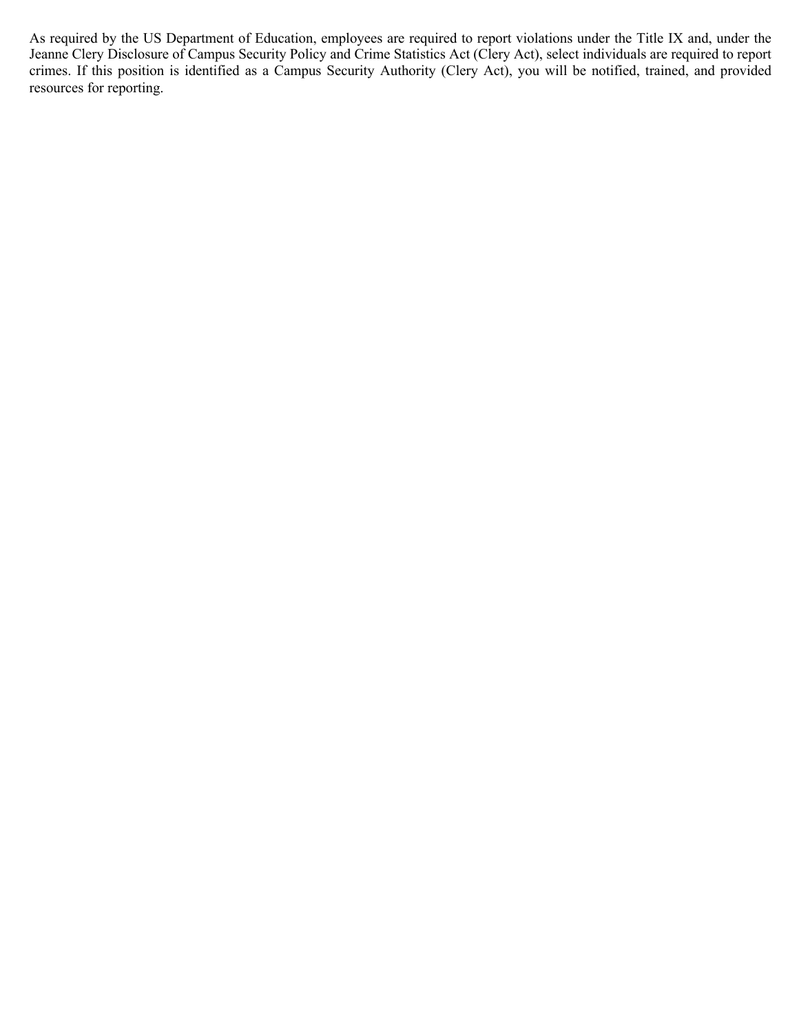As required by the US Department of Education, employees are required to report violations under the Title IX and, under the Jeanne Clery Disclosure of Campus Security Policy and Crime Statistics Act (Clery Act), select individuals are required to report crimes. If this position is identified as a Campus Security Authority (Clery Act), you will be notified, trained, and provided resources for reporting.